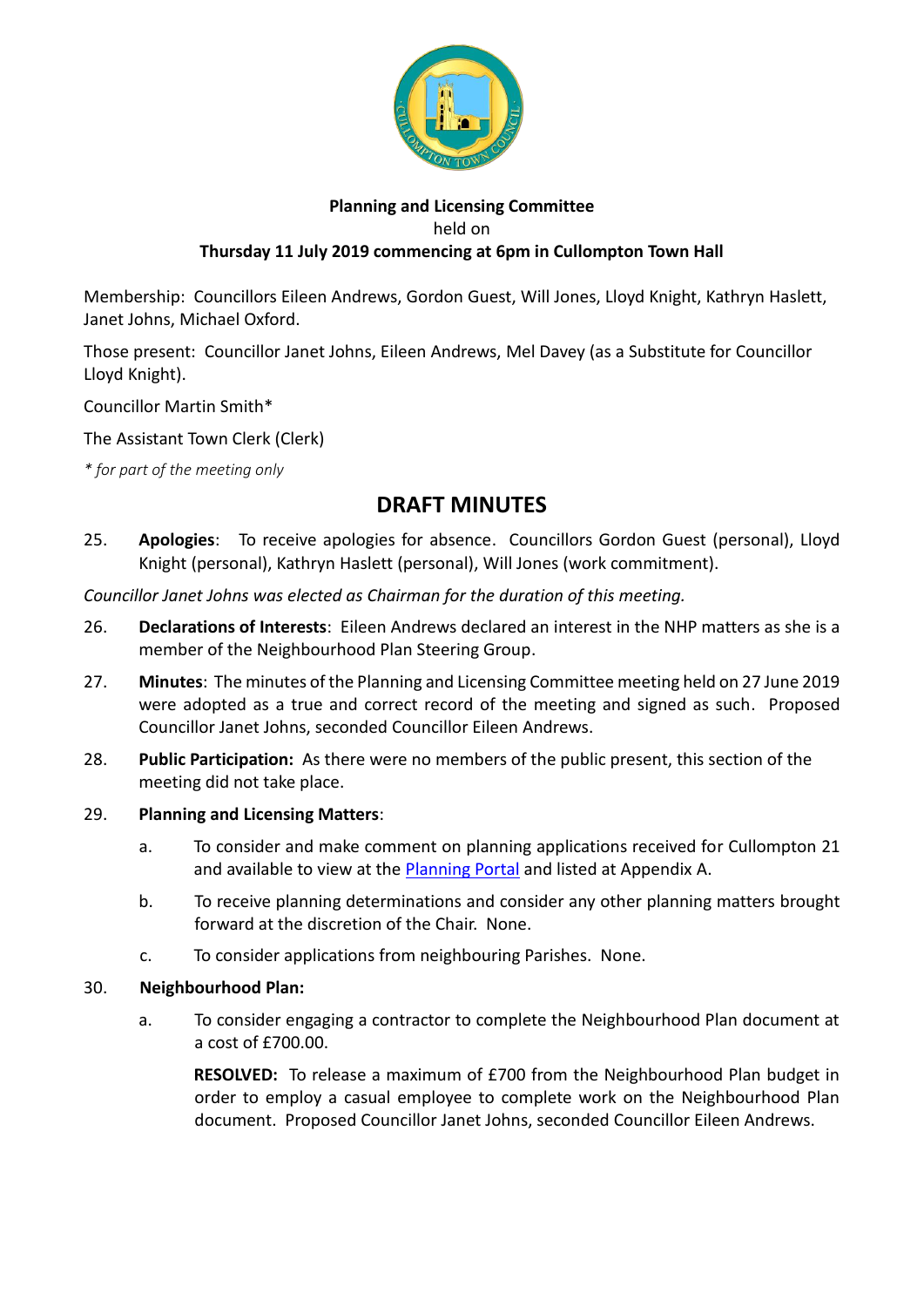**Planning and Licensing Committee**
held on
**Thursday 11 July 2019 commencing at 6pm in Cullompton Town Hall**

Membership: Councillors Eileen Andrews, Gordon Guest, Will Jones, Lloyd Knight, Kathryn Haslett, Janet Johns, Michael Oxford.

Those present: Councillor Janet Johns, Eileen Andrews, Mel Davey (as a Substitute for Councillor Lloyd Knight).

Councillor Martin Smith*

The Assistant Town Clerk (Clerk)

*\* for part of the meeting only*

# DRAFT MINUTES

25. **Apologies**: To receive apologies for absence. Councillors Gordon Guest (personal), Lloyd Knight (personal), Kathryn Haslett (personal), Will Jones (work commitment).

*Councillor Janet Johns was elected as Chairman for the duration of this meeting.*

26. **Declarations of Interests**: Eileen Andrews declared an interest in the NHP matters as she is a member of the Neighbourhood Plan Steering Group.

27. **Minutes**: The minutes of the Planning and Licensing Committee meeting held on 27 June 2019 were adopted as a true and correct record of the meeting and signed as such. Proposed Councillor Janet Johns, seconded Councillor Eileen Andrews.

28. **Public Participation:** As there were no members of the public present, this section of the meeting did not take place.

29. **Planning and Licensing Matters**:

    a. To consider and make comment on planning applications received for Cullompton 21 and available to view at the Planning Portal and listed at Appendix A.

    b. To receive planning determinations and consider any other planning matters brought forward at the discretion of the Chair. None.

    c. To consider applications from neighbouring Parishes. None.

30. **Neighbourhood Plan:**

    a. To consider engaging a contractor to complete the Neighbourhood Plan document at a cost of £700.00.

       **RESOLVED:** To release a maximum of £700 from the Neighbourhood Plan budget in order to employ a casual employee to complete work on the Neighbourhood Plan document. Proposed Councillor Janet Johns, seconded Councillor Eileen Andrews.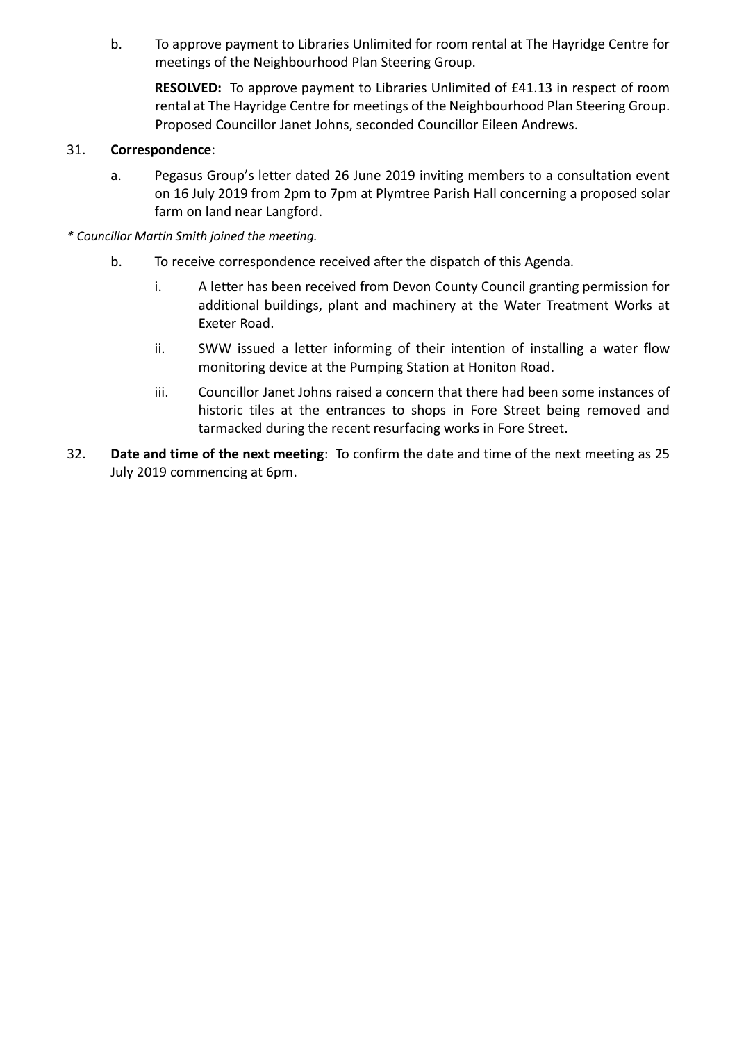b. To approve payment to Libraries Unlimited for room rental at The Hayridge Centre for meetings of the Neighbourhood Plan Steering Group.

 **RESOLVED:** To approve payment to Libraries Unlimited of £41.13 in respect of room rental at The Hayridge Centre for meetings of the Neighbourhood Plan Steering Group. Proposed Councillor Janet Johns, seconded Councillor Eileen Andrews.

31. **Correspondence**:

 a. Pegasus Group's letter dated 26 June 2019 inviting members to a consultation event on 16 July 2019 from 2pm to 7pm at Plymtree Parish Hall concerning a proposed solar farm on land near Langford.

*\* Councillor Martin Smith joined the meeting.*

 b. To receive correspondence received after the dispatch of this Agenda.

 i. A letter has been received from Devon County Council granting permission for additional buildings, plant and machinery at the Water Treatment Works at Exeter Road.

 ii. SWW issued a letter informing of their intention of installing a water flow monitoring device at the Pumping Station at Honiton Road.

 iii. Councillor Janet Johns raised a concern that there had been some instances of historic tiles at the entrances to shops in Fore Street being removed and tarmacked during the recent resurfacing works in Fore Street.

32. **Date and time of the next meeting**: To confirm the date and time of the next meeting as 25 July 2019 commencing at 6pm.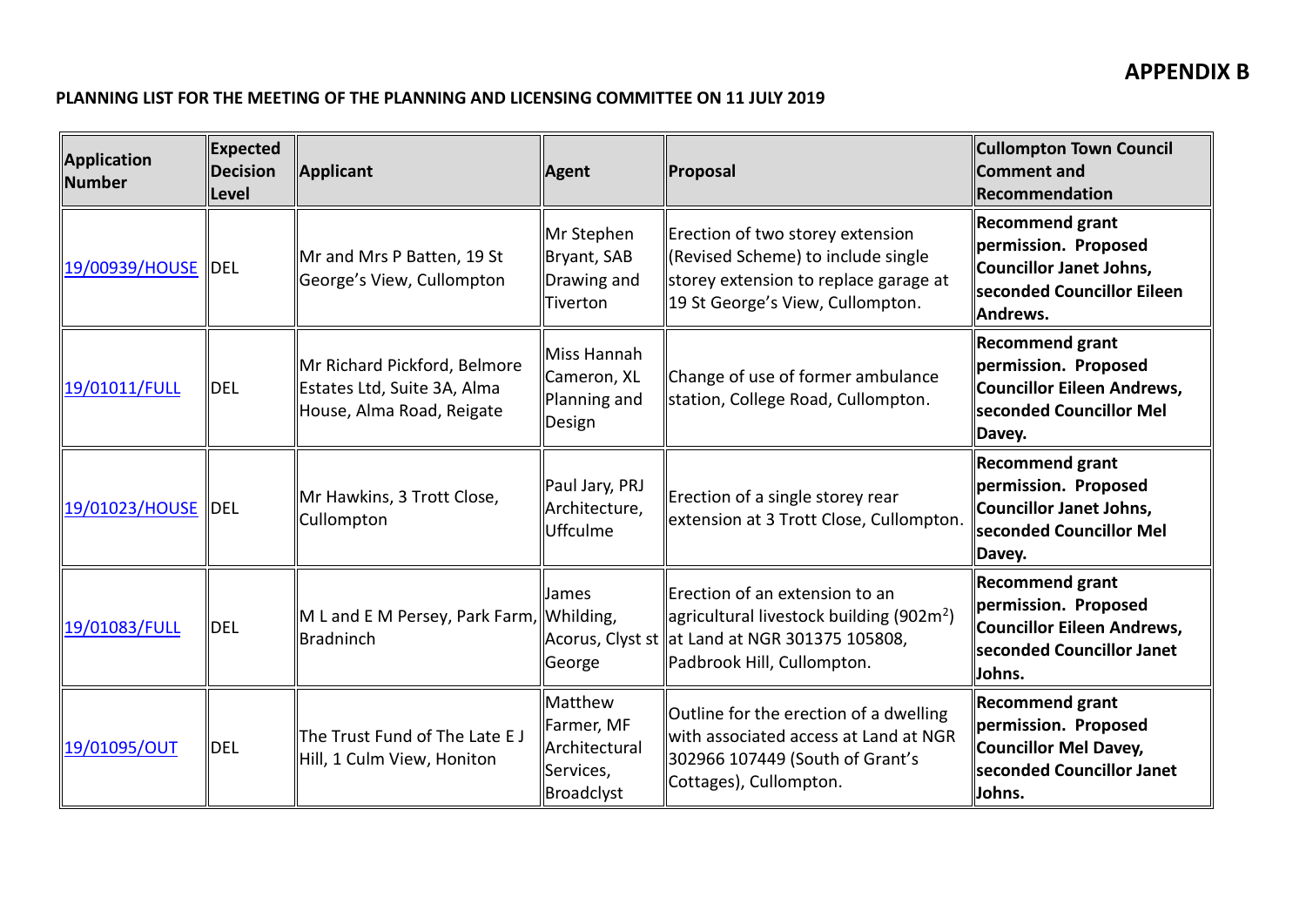# APPENDIX B

**PLANNING LIST FOR THE MEETING OF THE PLANNING AND LICENSING COMMITTEE ON 11 JULY 2019**

| Application Number | Expected Decision Level | Applicant | Agent | Proposal | Cullompton Town Council Comment and Recommendation |
|---|---|---|---|---|---|
| 19/00939/HOUSE | DEL | Mr and Mrs P Batten, 19 St George's View, Cullompton | Mr Stephen Bryant, SAB Drawing and Tiverton | Erection of two storey extension (Revised Scheme) to include single storey extension to replace garage at 19 St George's View, Cullompton. | **Recommend grant permission. Proposed Councillor Janet Johns, seconded Councillor Eileen Andrews.** |
| 19/01011/FULL | DEL | Mr Richard Pickford, Belmore Estates Ltd, Suite 3A, Alma House, Alma Road, Reigate | Miss Hannah Cameron, XL Planning and Design | Change of use of former ambulance station, College Road, Cullompton. | **Recommend grant permission. Proposed Councillor Eileen Andrews, seconded Councillor Mel Davey.** |
| 19/01023/HOUSE | DEL | Mr Hawkins, 3 Trott Close, Cullompton | Paul Jary, PRJ Architecture, Uffculme | Erection of a single storey rear extension at 3 Trott Close, Cullompton. | **Recommend grant permission. Proposed Councillor Janet Johns, seconded Councillor Mel Davey.** |
| 19/01083/FULL | DEL | M L and E M Persey, Park Farm, Bradninch | James Whilding, Acorus, Clyst st George | Erection of an extension to an agricultural livestock building (902m$^2$) at Land at NGR 301375 105808, Padbrook Hill, Cullompton. | **Recommend grant permission. Proposed Councillor Eileen Andrews, seconded Councillor Janet Johns.** |
| 19/01095/OUT | DEL | The Trust Fund of The Late E J Hill, 1 Culm View, Honiton | Matthew Farmer, MF Architectural Services, Broadclyst | Outline for the erection of a dwelling with associated access at Land at NGR 302966 107449 (South of Grant's Cottages), Cullompton. | **Recommend grant permission. Proposed Councillor Mel Davey, seconded Councillor Janet Johns.** |